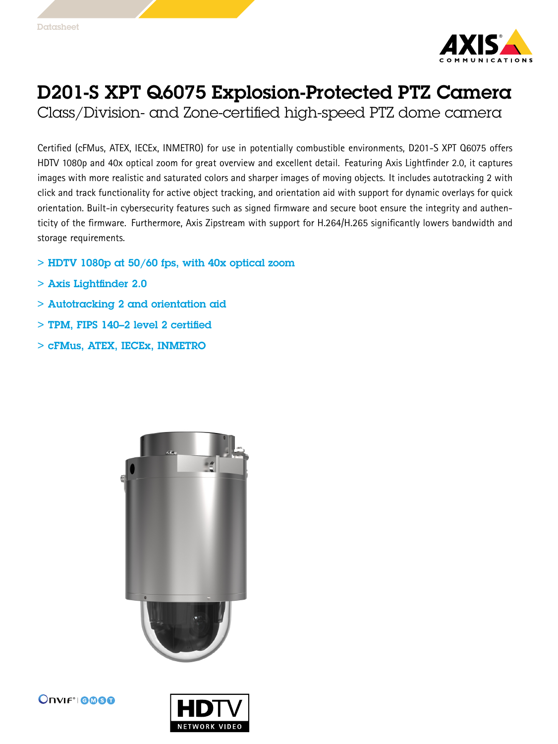Datasheet

# D201-S XPT Q6075 Explosion-Protected PTZ Camera

## Class/Division- and Zone-certified high-speed PTZ dome camera

Certified (cFMus, ATEX, IECEx, INMETRO) for use in potentially combustible environments, D201-S XPT Q6075 offers HDTV 1080p and 40x optical zoom for great overview and excellent detail. Featuring Axis Lightfinder 2.0, it captures images with more realistic and saturated colors and sharper images of moving objects. It includes autotracking 2 with click and track functionality for active object tracking, and orientation aid with support for dynamic overlays for quick orientation. Built-in cybersecurity features such as signed firmware and secure boot ensure the integrity and authenticity of the firmware. Furthermore, Axis Zipstream with support for H.264/H.265 significantly lowers bandwidth and storage requirements.

> **HDTV 1080p at 50/60 fps, with 40x optical zoom**

> **Axis Lightfinder 2.0**

> **Autotracking 2 and orientation aid**

> **TPM, FIPS 140–2 level 2 certified**

> **cFMus, ATEX, IECEx, INMETRO**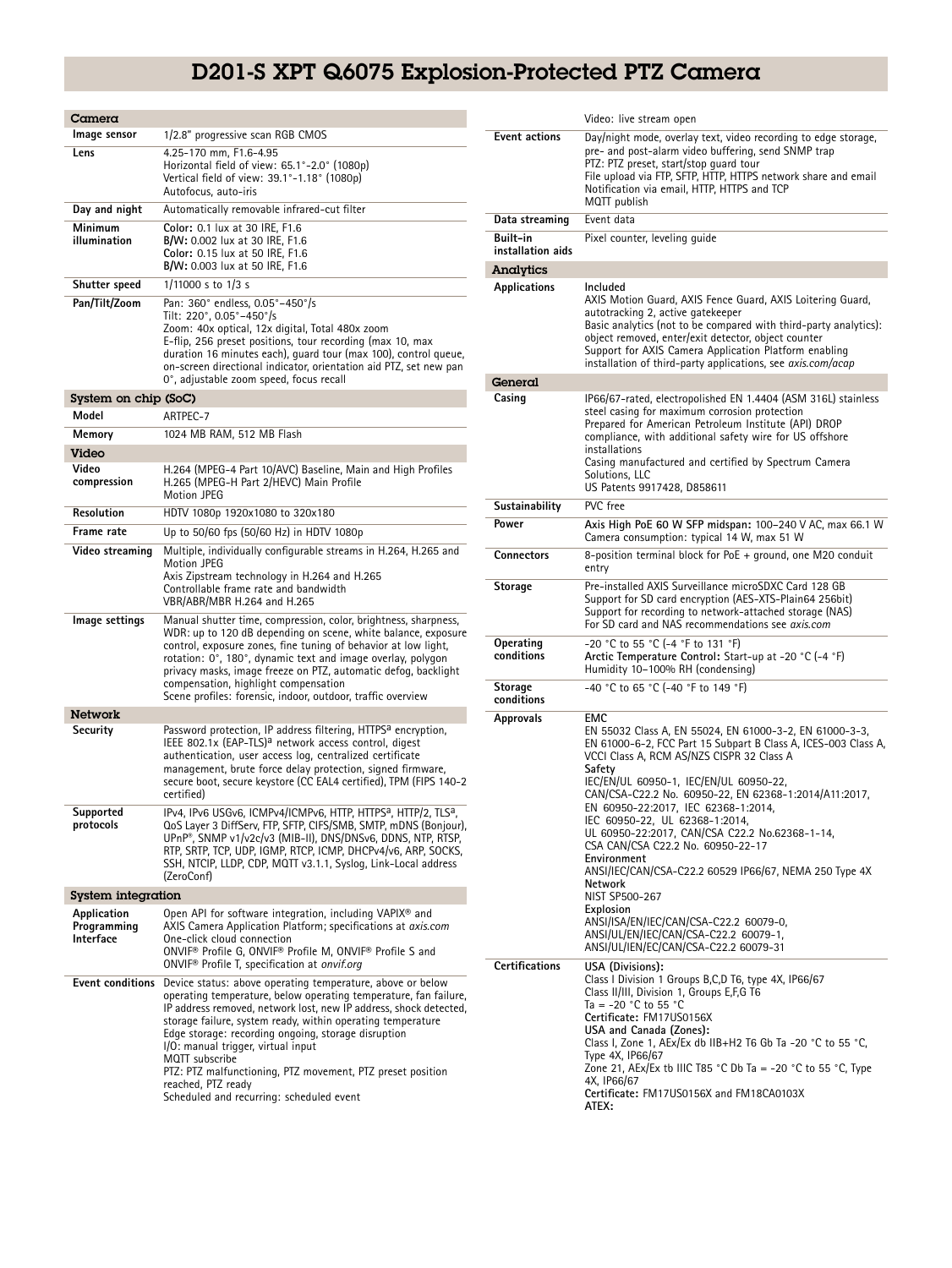# D201-S XPT Q6075 Explosion-Protected PTZ Camera

## Camera

| | |
|---|---|
| **Image sensor** | 1/2.8" progressive scan RGB CMOS |
| **Lens** | 4.25–170 mm, F1.6–4.95<br>Horizontal field of view: 65.1°–2.0° (1080p)<br>Vertical field of view: 39.1°–1.18° (1080p)<br>Autofocus, auto-iris |
| **Day and night** | Automatically removable infrared-cut filter |
| **Minimum illumination** | **Color:** 0.1 lux at 30 IRE, F1.6<br>**B/W:** 0.002 lux at 30 IRE, F1.6<br>**Color:** 0.15 lux at 50 IRE, F1.6<br>**B/W:** 0.003 lux at 50 IRE, F1.6 |
| **Shutter speed** | 1/11000 s to 1/3 s |
| **Pan/Tilt/Zoom** | Pan: 360° endless, 0.05°–450°/s<br>Tilt: 220°, 0.05°–450°/s<br>Zoom: 40x optical, 12x digital, Total 480x zoom<br>E-flip, 256 preset positions, tour recording (max 10, max duration 16 minutes each), guard tour (max 100), control queue, on-screen directional indicator, orientation aid PTZ, set new pan 0°, adjustable zoom speed, focus recall |

## System on chip (SoC)

| | |
|---|---|
| **Model** | ARTPEC-7 |
| **Memory** | 1024 MB RAM, 512 MB Flash |

## Video

| | |
|---|---|
| **Video compression** | H.264 (MPEG-4 Part 10/AVC) Baseline, Main and High Profiles<br>H.265 (MPEG-H Part 2/HEVC) Main Profile<br>Motion JPEG |
| **Resolution** | HDTV 1080p 1920x1080 to 320x180 |
| **Frame rate** | Up to 50/60 fps (50/60 Hz) in HDTV 1080p |
| **Video streaming** | Multiple, individually configurable streams in H.264, H.265 and Motion JPEG<br>Axis Zipstream technology in H.264 and H.265<br>Controllable frame rate and bandwidth<br>VBR/ABR/MBR H.264 and H.265 |
| **Image settings** | Manual shutter time, compression, color, brightness, sharpness, WDR: up to 120 dB depending on scene, white balance, exposure control, exposure zones, fine tuning of behavior at low light, rotation: 0°, 180°, dynamic text and image overlay, polygon privacy masks, image freeze on PTZ, automatic defog, backlight compensation, highlight compensation<br>Scene profiles: forensic, indoor, outdoor, traffic overview |

## Network

| | |
|---|---|
| **Security** | Password protection, IP address filtering, HTTPS[a] encryption, IEEE 802.1x (EAP-TLS)[a] network access control, digest authentication, user access log, centralized certificate management, brute force delay protection, signed firmware, secure boot, secure keystore (CC EAL4 certified), TPM (FIPS 140-2 certified) |
| **Supported protocols** | IPv4, IPv6 USGv6, ICMPv4/ICMPv6, HTTP, HTTPS[a], HTTP/2, TLS[a], QoS Layer 3 DiffServ, FTP, SFTP, CIFS/SMB, SMTP, mDNS (Bonjour), UPnP®, SNMP v1/v2c/v3 (MIB-II), DNS/DNSv6, DDNS, NTP, RTSP, RTP, SRTP, TCP, UDP, IGMP, RTCP, ICMP, DHCPv4/v6, ARP, SOCKS, SSH, NTCIP, LLDP, CDP, MQTT v3.1.1, Syslog, Link-Local address (ZeroConf) |

## System integration

| | |
|---|---|
| **Application Programming Interface** | Open API for software integration, including VAPIX® and AXIS Camera Application Platform; specifications at *axis.com*<br>One-click cloud connection<br>ONVIF® Profile G, ONVIF® Profile M, ONVIF® Profile S and ONVIF® Profile T, specification at *onvif.org* |
| **Event conditions** | Device status: above operating temperature, above or below operating temperature, below operating temperature, fan failure, IP address removed, network lost, new IP address, shock detected, storage failure, system ready, within operating temperature<br>Edge storage: recording ongoing, storage disruption<br>I/O: manual trigger, virtual input<br>MQTT subscribe<br>PTZ: PTZ malfunctioning, PTZ movement, PTZ preset position reached, PTZ ready<br>Scheduled and recurring: scheduled event<br>Video: live stream open |
| **Event actions** | Day/night mode, overlay text, video recording to edge storage, pre- and post-alarm video buffering, send SNMP trap<br>PTZ: PTZ preset, start/stop guard tour<br>File upload via FTP, SFTP, HTTP, HTTPS network share and email<br>Notification via email, HTTP, HTTPS and TCP<br>MQTT publish |
| **Data streaming** | Event data |
| **Built-in installation aids** | Pixel counter, leveling guide |

## Analytics

| | |
|---|---|
| **Applications** | Included<br>AXIS Motion Guard, AXIS Fence Guard, AXIS Loitering Guard, autotracking 2, active gatekeeper<br>Basic analytics (not to be compared with third-party analytics): object removed, enter/exit detector, object counter<br>Support for AXIS Camera Application Platform enabling installation of third-party applications, see *axis.com/acap* |

## General

| | |
|---|---|
| **Casing** | IP66/67-rated, electropolished EN 1.4404 (ASM 316L) stainless steel casing for maximum corrosion protection<br>Prepared for American Petroleum Institute (API) DROP compliance, with additional safety wire for US offshore installations<br>Casing manufactured and certified by Spectrum Camera Solutions, LLC<br>US Patents 9917428, D858611 |
| **Sustainability** | PVC free |
| **Power** | **Axis High PoE 60 W SFP midspan:** 100–240 V AC, max 66.1 W<br>Camera consumption: typical 14 W, max 51 W |
| **Connectors** | 8-position terminal block for PoE + ground, one M20 conduit entry |
| **Storage** | Pre-installed AXIS Surveillance microSDXC Card 128 GB<br>Support for SD card encryption (AES-XTS-Plain64 256bit)<br>Support for recording to network-attached storage (NAS)<br>For SD card and NAS recommendations see *axis.com* |
| **Operating conditions** | -20 °C to 55 °C (-4 °F to 131 °F)<br>**Arctic Temperature Control:** Start-up at -20 °C (-4 °F)<br>Humidity 10–100% RH (condensing) |
| **Storage conditions** | -40 °C to 65 °C (-40 °F to 149 °F) |
| **Approvals** | **EMC**<br>EN 55032 Class A, EN 55024, EN 61000-3-2, EN 61000-3-3, EN 61000-6-2, FCC Part 15 Subpart B Class A, ICES-003 Class A, VCCI Class A, RCM AS/NZS CISPR 32 Class A<br>**Safety**<br>IEC/EN/UL 60950-1, IEC/EN/UL 60950-22, CAN/CSA-C22.2 No. 60950-22, EN 62368-1:2014/A11:2017, EN 60950-22:2017, IEC 62368-1:2014, IEC 60950-22, UL 62368-1:2014, UL 60950-22:2017, CAN/CSA C22.2 No.62368-1-14, CSA CAN/CSA C22.2 No. 60950-22-17<br>**Environment**<br>ANSI/IEC/CAN/CSA-C22.2 60529 IP66/67, NEMA 250 Type 4X<br>**Network**<br>NIST SP500-267<br>**Explosion**<br>ANSI/ISA/EN/IEC/CAN/CSA-C22.2 60079-0, ANSI/UL/EN/IEC/CAN/CSA-C22.2 60079-1, ANSI/UL/IEN/EC/CAN/CSA-C22.2 60079-31 |
| **Certifications** | **USA (Divisions):**<br>Class I Division 1 Groups B,C,D T6, type 4X, IP66/67<br>Class II/III, Division 1, Groups E,F,G T6<br>Ta = -20 °C to 55 °C<br>**Certificate:** FM17US0156X<br>**USA and Canada (Zones):**<br>Class I, Zone 1, AEx/Ex db IIB+H2 T6 Gb Ta -20 °C to 55 °C, Type 4X, IP66/67<br>Zone 21, AEx/Ex tb IIIC T85 °C Db Ta = -20 °C to 55 °C, Type 4X, IP66/67<br>**Certificate:** FM17US0156X and FM18CA0103X<br>**ATEX:** |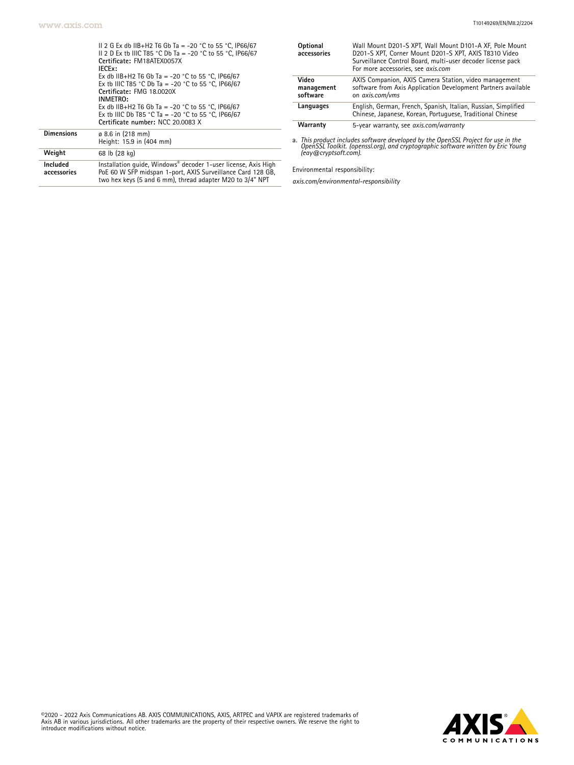| | |
|---|---|
| | II 2 G Ex db IIB+H2 T6 Gb Ta = -20 °C to 55 °C, IP66/67<br>II 2 D Ex tb IIIC T85 °C Db Ta = -20 °C to 55 °C, IP66/67<br>**Certificate:** FM18ATEX0057X<br>**IECEx:**<br>Ex db IIB+H2 T6 Gb Ta = -20 °C to 55 °C, IP66/67<br>Ex tb IIIC T85 °C Db Ta = -20 °C to 55 °C, IP66/67<br>**Certificate:** FMG 18.0020X<br>**INMETRO:**<br>Ex db IIB+H2 T6 Gb Ta = -20 °C to 55 °C, IP66/67<br>Ex tb IIIC Db T85 °C Ta = -20 °C to 55 °C, IP66/67<br>**Certificate number:** NCC 20.0083 X |
| **Dimensions** | ø 8.6 in (218 mm)<br>Height: 15.9 in (404 mm) |
| **Weight** | 68 lb (28 kg) |
| **Included accessories** | Installation guide, Windows® decoder 1-user license, Axis High PoE 60 W SFP midspan 1-port, AXIS Surveillance Card 128 GB, two hex keys (5 and 6 mm), thread adapter M20 to 3/4" NPT |
| **Optional accessories** | Wall Mount D201-S XPT, Wall Mount D101-A XF, Pole Mount D201-S XPT, Corner Mount D201-S XPT, AXIS T8310 Video Surveillance Control Board, multi-user decoder license pack<br>For more accessories, see *axis.com* |
| **Video management software** | AXIS Companion, AXIS Camera Station, video management software from Axis Application Development Partners available on *axis.com/vms* |
| **Languages** | English, German, French, Spanish, Italian, Russian, Simplified Chinese, Japanese, Korean, Portuguese, Traditional Chinese |
| **Warranty** | 5-year warranty, see *axis.com/warranty* |

a. *This product includes software developed by the OpenSSL Project for use in the OpenSSL Toolkit. (openssl.org), and cryptographic software written by Eric Young (eay@cryptsoft.com).*

Environmental responsibility:

*axis.com/environmental-responsibility*

©2020 - 2022 Axis Communications AB. AXIS COMMUNICATIONS, AXIS, ARTPEC and VAPIX are registered trademarks of Axis AB in various jurisdictions. All other trademarks are the property of their respective owners. We reserve the right to introduce modifications without notice.